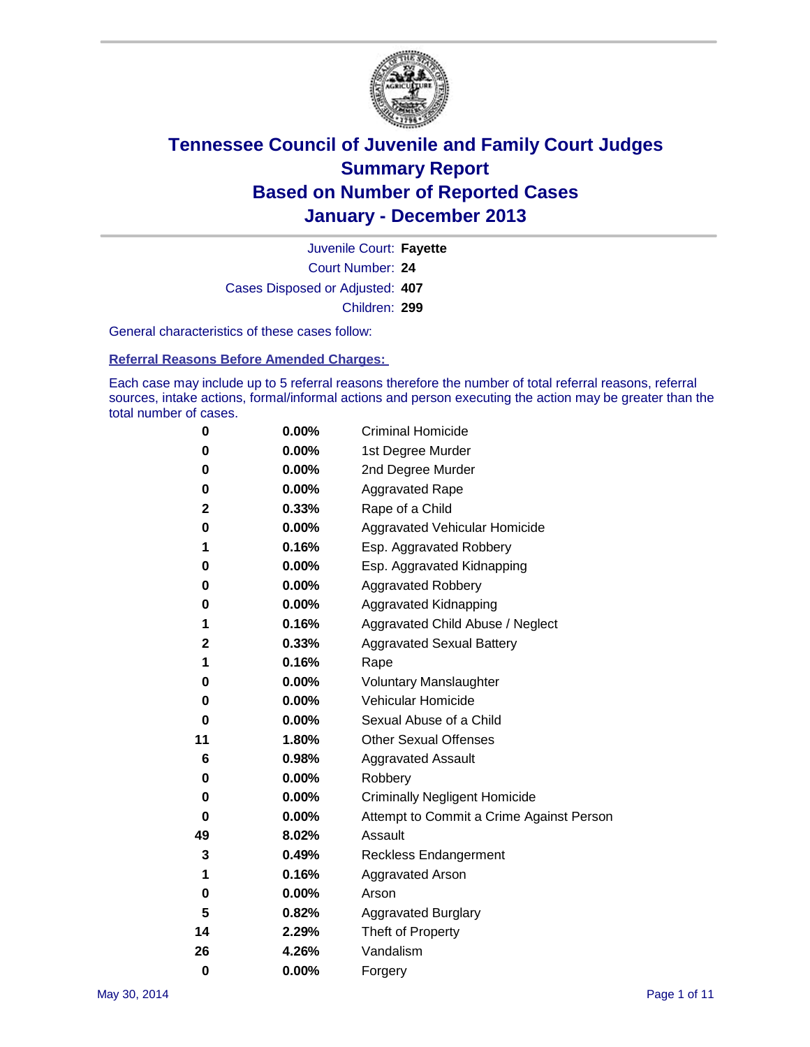# Tennessee Council of Juvenile and Family Court Judges
# Summary Report
# Based on Number of Reported Cases
# January - December 2013

Juvenile Court: **Fayette**

Court Number: **24**

Cases Disposed or Adjusted: **407**

Children: **299**

General characteristics of these cases follow:

**Referral Reasons Before Amended Charges:**

Each case may include up to 5 referral reasons therefore the number of total referral reasons, referral sources, intake actions, formal/informal actions and person executing the action may be greater than the total number of cases.

| | | |
|---|---|---|
| 0 | 0.00% | Criminal Homicide |
| 0 | 0.00% | 1st Degree Murder |
| 0 | 0.00% | 2nd Degree Murder |
| 0 | 0.00% | Aggravated Rape |
| 2 | 0.33% | Rape of a Child |
| 0 | 0.00% | Aggravated Vehicular Homicide |
| 1 | 0.16% | Esp. Aggravated Robbery |
| 0 | 0.00% | Esp. Aggravated Kidnapping |
| 0 | 0.00% | Aggravated Robbery |
| 0 | 0.00% | Aggravated Kidnapping |
| 1 | 0.16% | Aggravated Child Abuse / Neglect |
| 2 | 0.33% | Aggravated Sexual Battery |
| 1 | 0.16% | Rape |
| 0 | 0.00% | Voluntary Manslaughter |
| 0 | 0.00% | Vehicular Homicide |
| 0 | 0.00% | Sexual Abuse of a Child |
| 11 | 1.80% | Other Sexual Offenses |
| 6 | 0.98% | Aggravated Assault |
| 0 | 0.00% | Robbery |
| 0 | 0.00% | Criminally Negligent Homicide |
| 0 | 0.00% | Attempt to Commit a Crime Against Person |
| 49 | 8.02% | Assault |
| 3 | 0.49% | Reckless Endangerment |
| 1 | 0.16% | Aggravated Arson |
| 0 | 0.00% | Arson |
| 5 | 0.82% | Aggravated Burglary |
| 14 | 2.29% | Theft of Property |
| 26 | 4.26% | Vandalism |
| 0 | 0.00% | Forgery |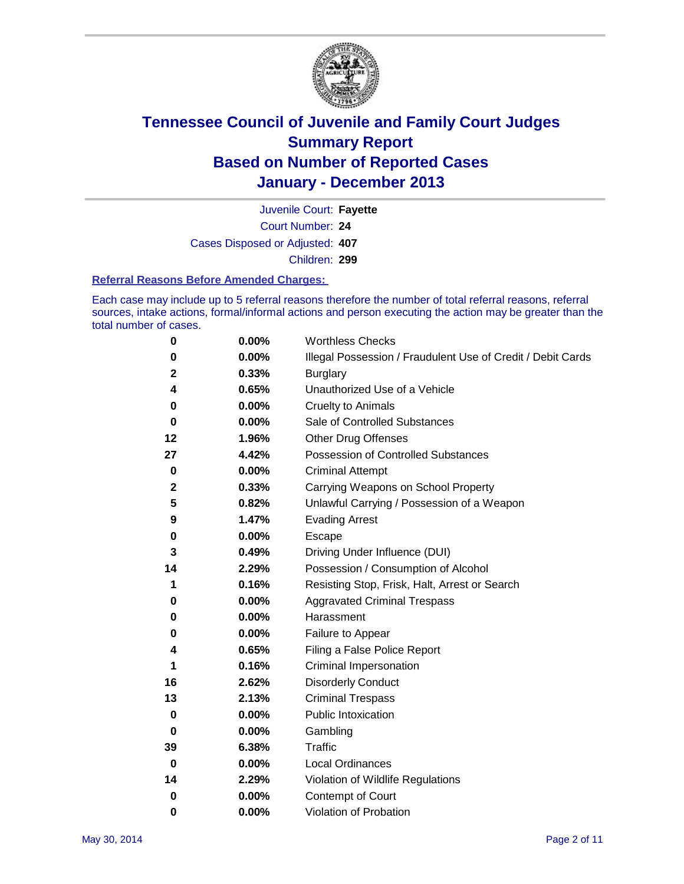# Tennessee Council of Juvenile and Family Court Judges Summary Report Based on Number of Reported Cases January - December 2013

Juvenile Court: **Fayette**

Court Number: **24**

Cases Disposed or Adjusted: **407**

Children: **299**

**Referral Reasons Before Amended Charges:**

Each case may include up to 5 referral reasons therefore the number of total referral reasons, referral sources, intake actions, formal/informal actions and person executing the action may be greater than the total number of cases.

| | | |
|---|---|---|
| 0 | 0.00% | Worthless Checks |
| 0 | 0.00% | Illegal Possession / Fraudulent Use of Credit / Debit Cards |
| 2 | 0.33% | Burglary |
| 4 | 0.65% | Unauthorized Use of a Vehicle |
| 0 | 0.00% | Cruelty to Animals |
| 0 | 0.00% | Sale of Controlled Substances |
| 12 | 1.96% | Other Drug Offenses |
| 27 | 4.42% | Possession of Controlled Substances |
| 0 | 0.00% | Criminal Attempt |
| 2 | 0.33% | Carrying Weapons on School Property |
| 5 | 0.82% | Unlawful Carrying / Possession of a Weapon |
| 9 | 1.47% | Evading Arrest |
| 0 | 0.00% | Escape |
| 3 | 0.49% | Driving Under Influence (DUI) |
| 14 | 2.29% | Possession / Consumption of Alcohol |
| 1 | 0.16% | Resisting Stop, Frisk, Halt, Arrest or Search |
| 0 | 0.00% | Aggravated Criminal Trespass |
| 0 | 0.00% | Harassment |
| 0 | 0.00% | Failure to Appear |
| 4 | 0.65% | Filing a False Police Report |
| 1 | 0.16% | Criminal Impersonation |
| 16 | 2.62% | Disorderly Conduct |
| 13 | 2.13% | Criminal Trespass |
| 0 | 0.00% | Public Intoxication |
| 0 | 0.00% | Gambling |
| 39 | 6.38% | Traffic |
| 0 | 0.00% | Local Ordinances |
| 14 | 2.29% | Violation of Wildlife Regulations |
| 0 | 0.00% | Contempt of Court |
| 0 | 0.00% | Violation of Probation |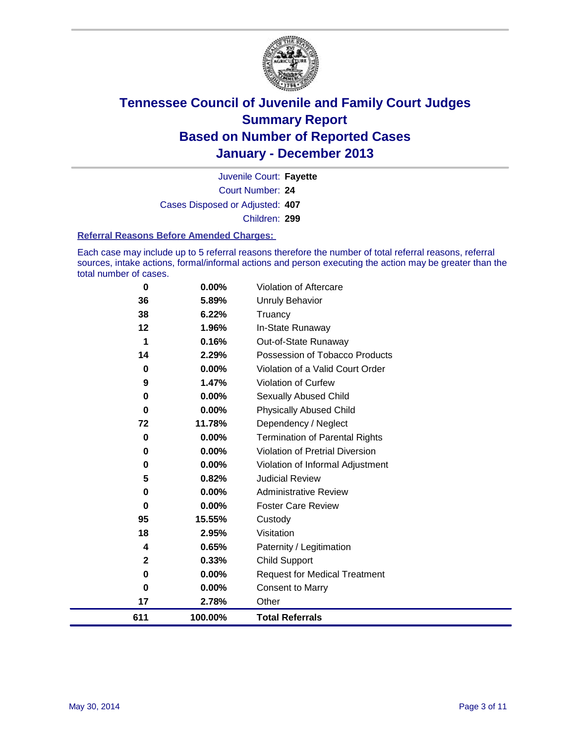# Tennessee Council of Juvenile and Family Court Judges
## Summary Report
## Based on Number of Reported Cases
## January - December 2013

Juvenile Court: **Fayette**

Court Number: **24**

Cases Disposed or Adjusted: **407**

Children: **299**

### Referral Reasons Before Amended Charges:

Each case may include up to 5 referral reasons therefore the number of total referral reasons, referral sources, intake actions, formal/informal actions and person executing the action may be greater than the total number of cases.

| Count | Percent | Referral Reason |
|---|---|---|
| 0 | 0.00% | Violation of Aftercare |
| 36 | 5.89% | Unruly Behavior |
| 38 | 6.22% | Truancy |
| 12 | 1.96% | In-State Runaway |
| 1 | 0.16% | Out-of-State Runaway |
| 14 | 2.29% | Possession of Tobacco Products |
| 0 | 0.00% | Violation of a Valid Court Order |
| 9 | 1.47% | Violation of Curfew |
| 0 | 0.00% | Sexually Abused Child |
| 0 | 0.00% | Physically Abused Child |
| 72 | 11.78% | Dependency / Neglect |
| 0 | 0.00% | Termination of Parental Rights |
| 0 | 0.00% | Violation of Pretrial Diversion |
| 0 | 0.00% | Violation of Informal Adjustment |
| 5 | 0.82% | Judicial Review |
| 0 | 0.00% | Administrative Review |
| 0 | 0.00% | Foster Care Review |
| 95 | 15.55% | Custody |
| 18 | 2.95% | Visitation |
| 4 | 0.65% | Paternity / Legitimation |
| 2 | 0.33% | Child Support |
| 0 | 0.00% | Request for Medical Treatment |
| 0 | 0.00% | Consent to Marry |
| 17 | 2.78% | Other |
| **611** | **100.00%** | **Total Referrals** |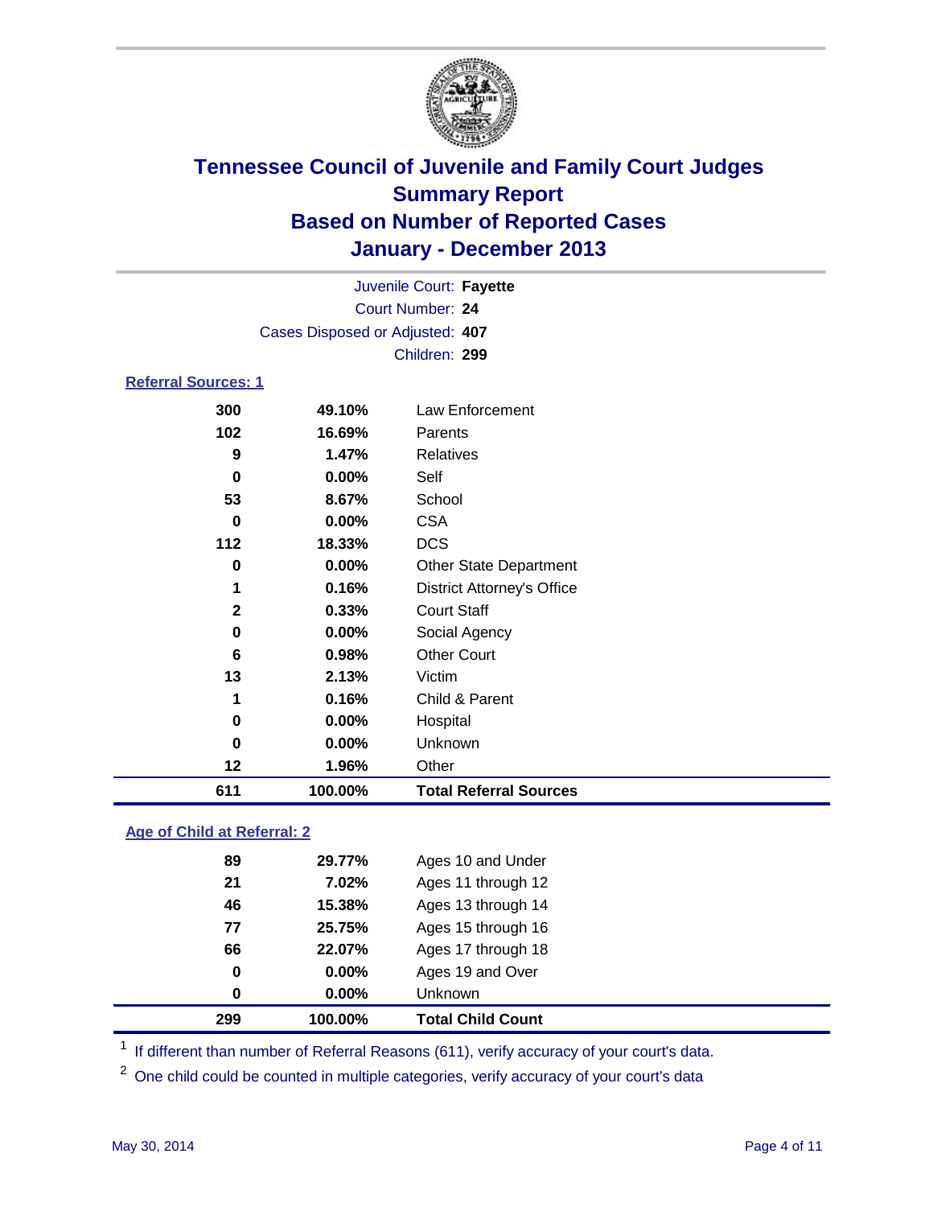# Tennessee Council of Juvenile and Family Court Judges
## Summary Report
## Based on Number of Reported Cases
## January - December 2013

Juvenile Court: **Fayette**
Court Number: **24**
Cases Disposed or Adjusted: **407**
Children: **299**

### Referral Sources: 1

| | | |
|---|---|---|
| 300 | 49.10% | Law Enforcement |
| 102 | 16.69% | Parents |
| 9 | 1.47% | Relatives |
| 0 | 0.00% | Self |
| 53 | 8.67% | School |
| 0 | 0.00% | CSA |
| 112 | 18.33% | DCS |
| 0 | 0.00% | Other State Department |
| 1 | 0.16% | District Attorney's Office |
| 2 | 0.33% | Court Staff |
| 0 | 0.00% | Social Agency |
| 6 | 0.98% | Other Court |
| 13 | 2.13% | Victim |
| 1 | 0.16% | Child & Parent |
| 0 | 0.00% | Hospital |
| 0 | 0.00% | Unknown |
| 12 | 1.96% | Other |
| **611** | **100.00%** | **Total Referral Sources** |

### Age of Child at Referral: 2

| | | |
|---|---|---|
| 89 | 29.77% | Ages 10 and Under |
| 21 | 7.02% | Ages 11 through 12 |
| 46 | 15.38% | Ages 13 through 14 |
| 77 | 25.75% | Ages 15 through 16 |
| 66 | 22.07% | Ages 17 through 18 |
| 0 | 0.00% | Ages 19 and Over |
| 0 | 0.00% | Unknown |
| **299** | **100.00%** | **Total Child Count** |

[1] If different than number of Referral Reasons (611), verify accuracy of your court's data.

[2] One child could be counted in multiple categories, verify accuracy of your court's data

May 30, 2014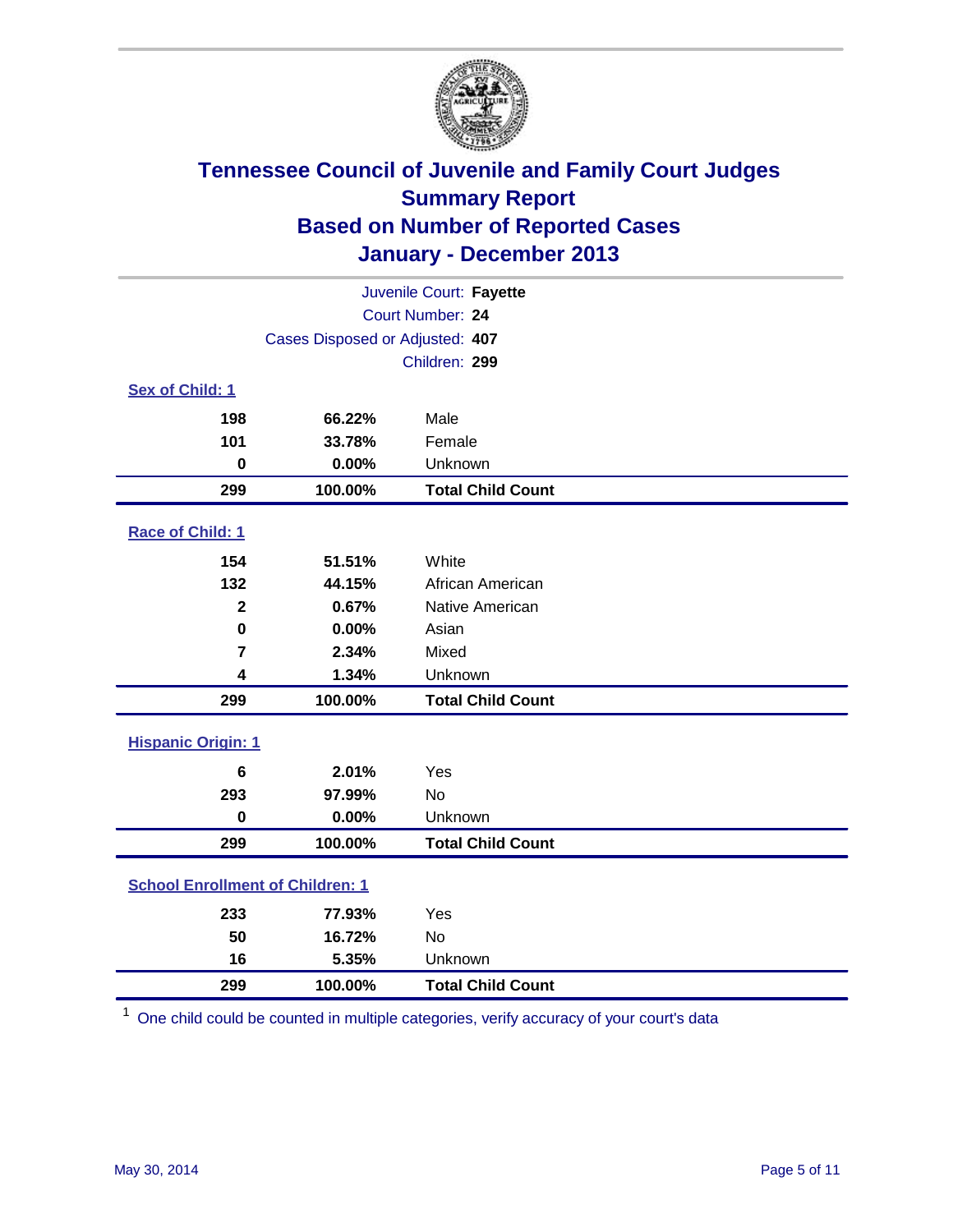# Tennessee Council of Juvenile and Family Court Judges
## Summary Report
## Based on Number of Reported Cases
## January - December 2013

Juvenile Court: **Fayette**
Court Number: **24**
Cases Disposed or Adjusted: **407**
Children: **299**

### Sex of Child: 1

| | | |
|---|---|---|
| 198 | 66.22% | Male |
| 101 | 33.78% | Female |
| 0 | 0.00% | Unknown |
| **299** | **100.00%** | **Total Child Count** |

### Race of Child: 1

| | | |
|---|---|---|
| 154 | 51.51% | White |
| 132 | 44.15% | African American |
| 2 | 0.67% | Native American |
| 0 | 0.00% | Asian |
| 7 | 2.34% | Mixed |
| 4 | 1.34% | Unknown |
| **299** | **100.00%** | **Total Child Count** |

### Hispanic Origin: 1

| | | |
|---|---|---|
| 6 | 2.01% | Yes |
| 293 | 97.99% | No |
| 0 | 0.00% | Unknown |
| **299** | **100.00%** | **Total Child Count** |

### School Enrollment of Children: 1

| | | |
|---|---|---|
| 233 | 77.93% | Yes |
| 50 | 16.72% | No |
| 16 | 5.35% | Unknown |
| **299** | **100.00%** | **Total Child Count** |

[1] One child could be counted in multiple categories, verify accuracy of your court's data

May 30, 2014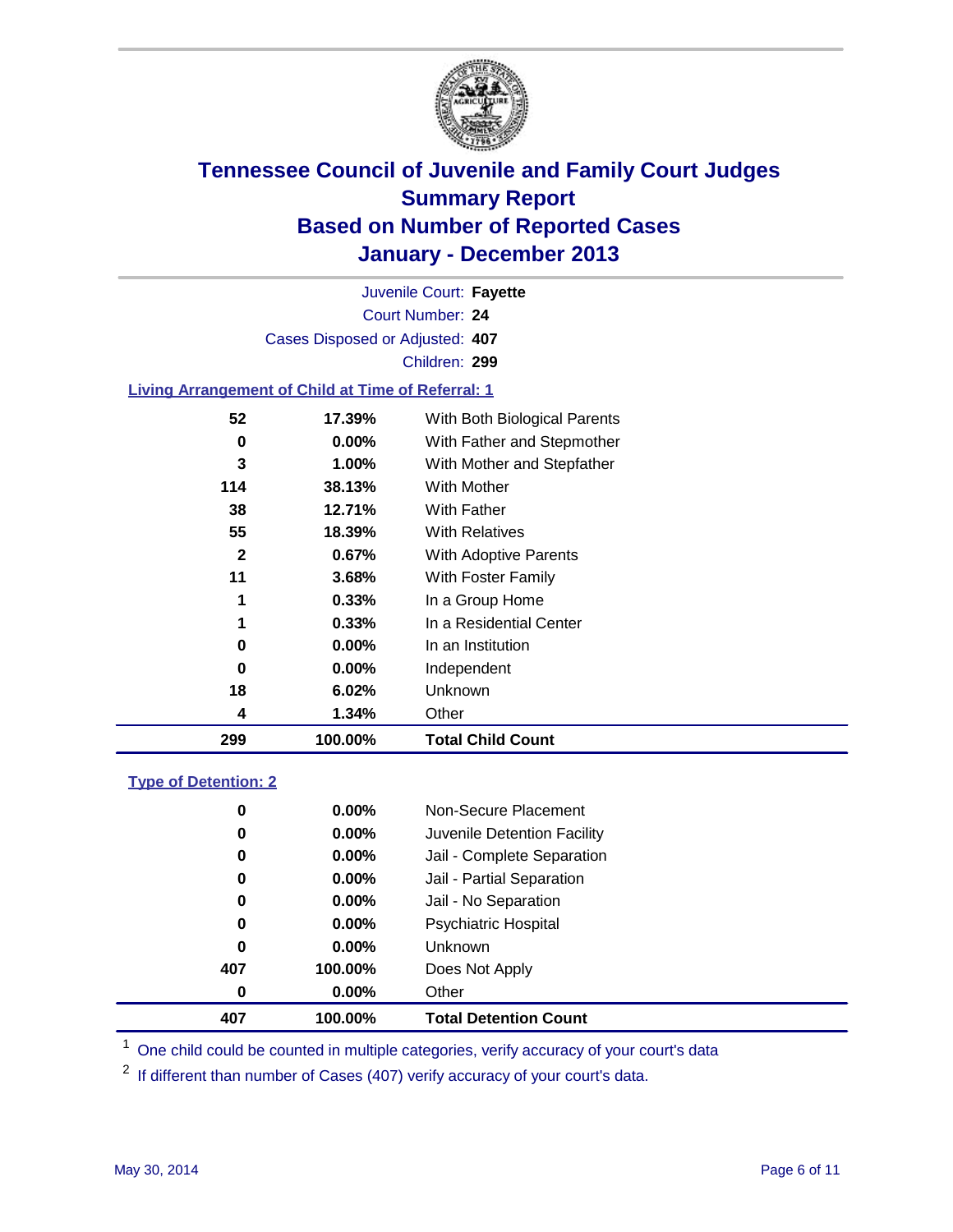# Tennessee Council of Juvenile and Family Court Judges
## Summary Report
## Based on Number of Reported Cases
## January - December 2013

Juvenile Court: **Fayette**
Court Number: **24**
Cases Disposed or Adjusted: **407**
Children: **299**

### Living Arrangement of Child at Time of Referral: 1

| Count | Percent | Category |
|---|---|---|
| 52 | 17.39% | With Both Biological Parents |
| 0 | 0.00% | With Father and Stepmother |
| 3 | 1.00% | With Mother and Stepfather |
| 114 | 38.13% | With Mother |
| 38 | 12.71% | With Father |
| 55 | 18.39% | With Relatives |
| 2 | 0.67% | With Adoptive Parents |
| 11 | 3.68% | With Foster Family |
| 1 | 0.33% | In a Group Home |
| 1 | 0.33% | In a Residential Center |
| 0 | 0.00% | In an Institution |
| 0 | 0.00% | Independent |
| 18 | 6.02% | Unknown |
| 4 | 1.34% | Other |
| **299** | **100.00%** | **Total Child Count** |

### Type of Detention: 2

| Count | Percent | Category |
|---|---|---|
| 0 | 0.00% | Non-Secure Placement |
| 0 | 0.00% | Juvenile Detention Facility |
| 0 | 0.00% | Jail - Complete Separation |
| 0 | 0.00% | Jail - Partial Separation |
| 0 | 0.00% | Jail - No Separation |
| 0 | 0.00% | Psychiatric Hospital |
| 0 | 0.00% | Unknown |
| 407 | 100.00% | Does Not Apply |
| 0 | 0.00% | Other |
| **407** | **100.00%** | **Total Detention Count** |

[1] One child could be counted in multiple categories, verify accuracy of your court's data

[2] If different than number of Cases (407) verify accuracy of your court's data.

May 30, 2014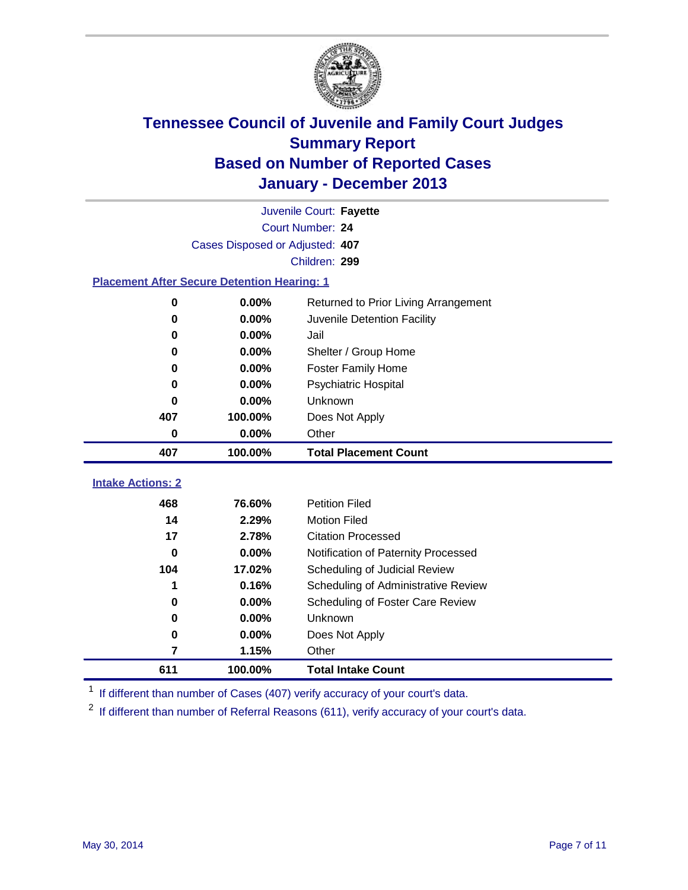# Tennessee Council of Juvenile and Family Court Judges
## Summary Report
## Based on Number of Reported Cases
## January - December 2013

Juvenile Court: **Fayette**
Court Number: **24**
Cases Disposed or Adjusted: **407**
Children: **299**

### Placement After Secure Detention Hearing: 1

| Count | Percent | Placement |
|---|---|---|
| 0 | 0.00% | Returned to Prior Living Arrangement |
| 0 | 0.00% | Juvenile Detention Facility |
| 0 | 0.00% | Jail |
| 0 | 0.00% | Shelter / Group Home |
| 0 | 0.00% | Foster Family Home |
| 0 | 0.00% | Psychiatric Hospital |
| 0 | 0.00% | Unknown |
| 407 | 100.00% | Does Not Apply |
| 0 | 0.00% | Other |
| **407** | **100.00%** | **Total Placement Count** |

### Intake Actions: 2

| Count | Percent | Intake Action |
|---|---|---|
| 468 | 76.60% | Petition Filed |
| 14 | 2.29% | Motion Filed |
| 17 | 2.78% | Citation Processed |
| 0 | 0.00% | Notification of Paternity Processed |
| 104 | 17.02% | Scheduling of Judicial Review |
| 1 | 0.16% | Scheduling of Administrative Review |
| 0 | 0.00% | Scheduling of Foster Care Review |
| 0 | 0.00% | Unknown |
| 0 | 0.00% | Does Not Apply |
| 7 | 1.15% | Other |
| **611** | **100.00%** | **Total Intake Count** |

[1] If different than number of Cases (407) verify accuracy of your court's data.

[2] If different than number of Referral Reasons (611), verify accuracy of your court's data.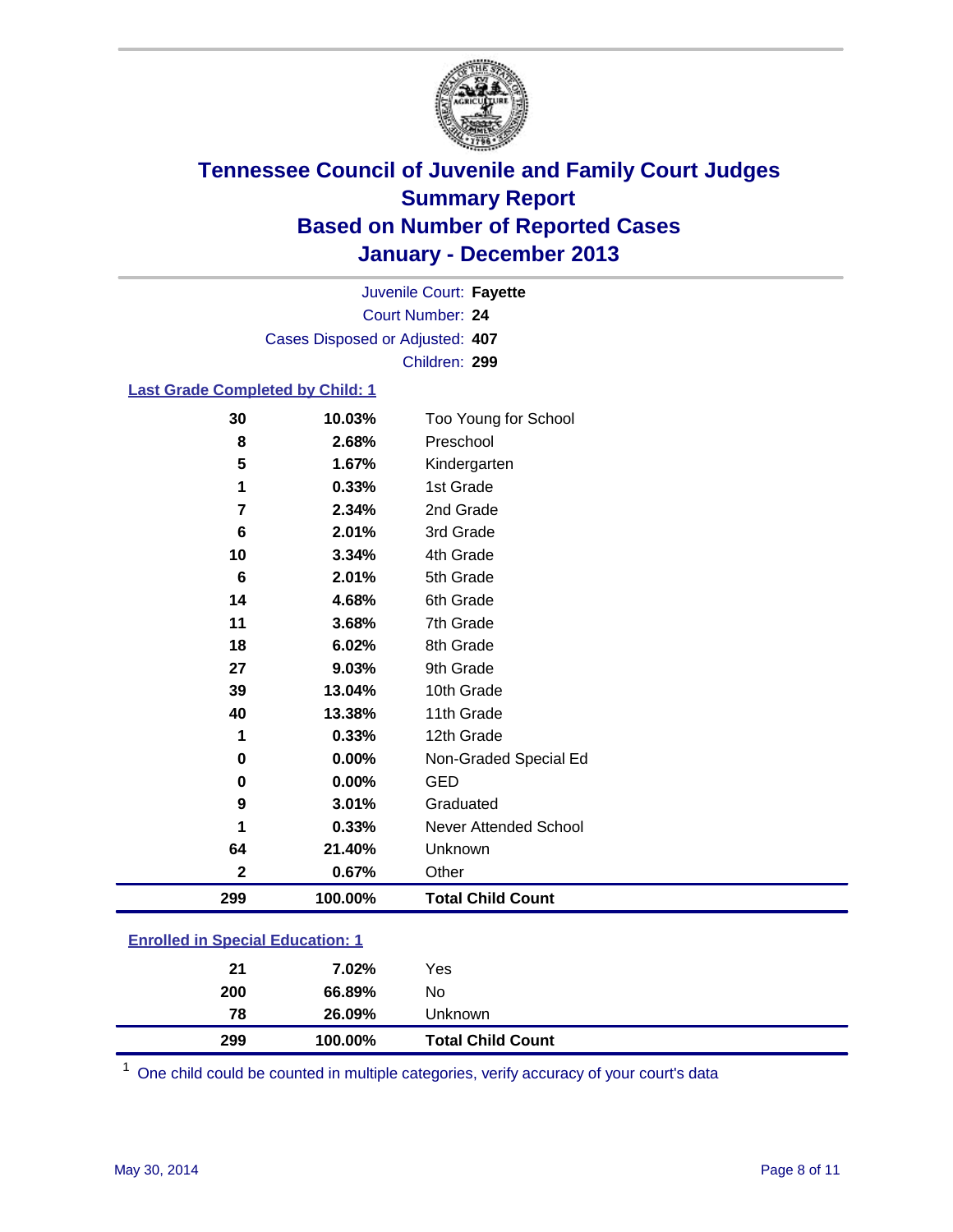# Tennessee Council of Juvenile and Family Court Judges
## Summary Report
## Based on Number of Reported Cases
## January - December 2013

Juvenile Court: **Fayette**
Court Number: **24**
Cases Disposed or Adjusted: **407**
Children: **299**

### Last Grade Completed by Child: 1

| Count | Percent | Category |
|---|---|---|
| 30 | 10.03% | Too Young for School |
| 8 | 2.68% | Preschool |
| 5 | 1.67% | Kindergarten |
| 1 | 0.33% | 1st Grade |
| 7 | 2.34% | 2nd Grade |
| 6 | 2.01% | 3rd Grade |
| 10 | 3.34% | 4th Grade |
| 6 | 2.01% | 5th Grade |
| 14 | 4.68% | 6th Grade |
| 11 | 3.68% | 7th Grade |
| 18 | 6.02% | 8th Grade |
| 27 | 9.03% | 9th Grade |
| 39 | 13.04% | 10th Grade |
| 40 | 13.38% | 11th Grade |
| 1 | 0.33% | 12th Grade |
| 0 | 0.00% | Non-Graded Special Ed |
| 0 | 0.00% | GED |
| 9 | 3.01% | Graduated |
| 1 | 0.33% | Never Attended School |
| 64 | 21.40% | Unknown |
| 2 | 0.67% | Other |
| **299** | **100.00%** | **Total Child Count** |

### Enrolled in Special Education: 1

| Count | Percent | Category |
|---|---|---|
| 21 | 7.02% | Yes |
| 200 | 66.89% | No |
| 78 | 26.09% | Unknown |
| **299** | **100.00%** | **Total Child Count** |

[1] One child could be counted in multiple categories, verify accuracy of your court's data

May 30, 2014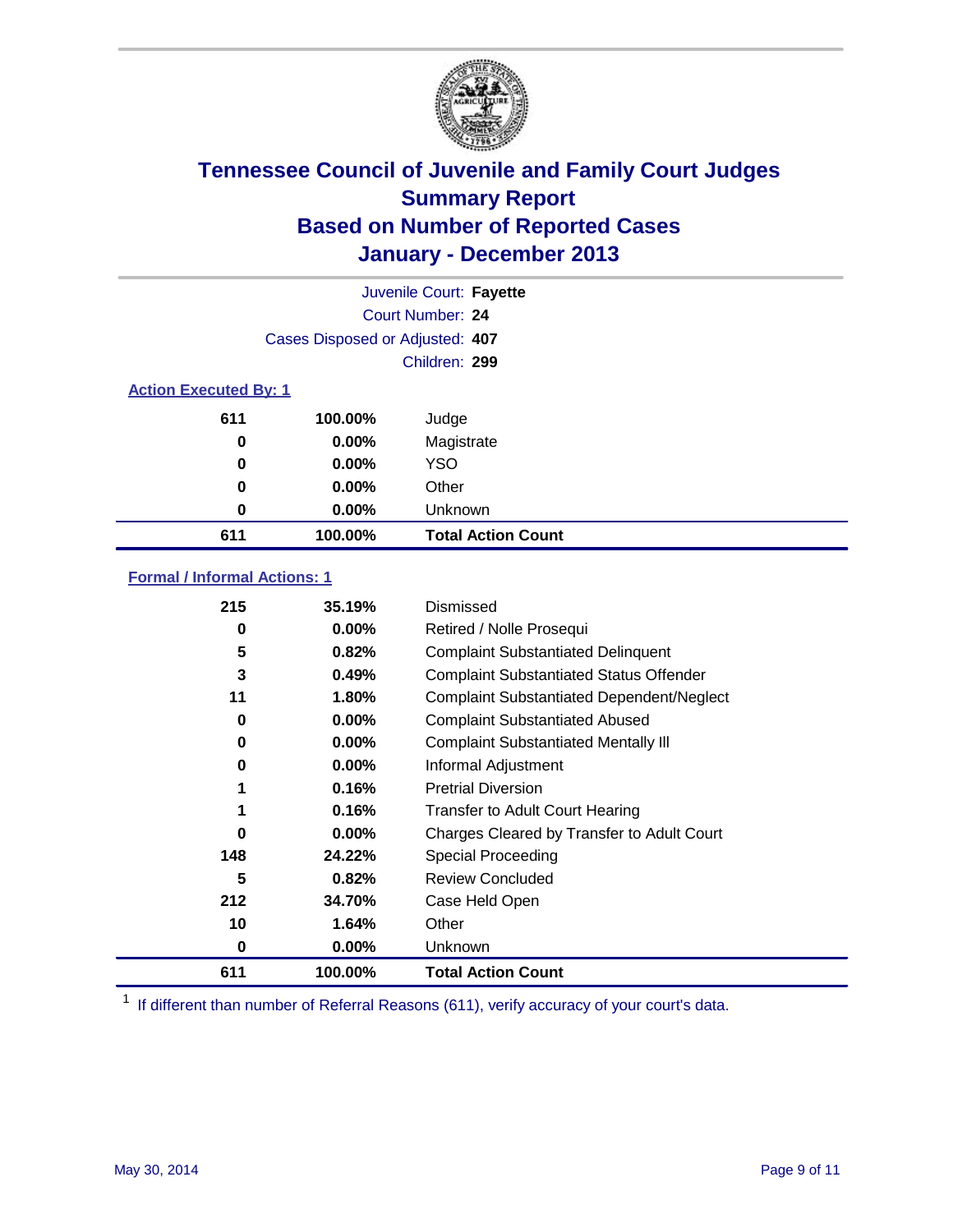# Tennessee Council of Juvenile and Family Court Judges
## Summary Report
## Based on Number of Reported Cases
## January - December 2013

Juvenile Court: **Fayette**

Court Number: **24**

Cases Disposed or Adjusted: **407**

Children: **299**

### Action Executed By: 1

| Count | Percent | Action |
|---|---|---|
| 611 | 100.00% | Judge |
| 0 | 0.00% | Magistrate |
| 0 | 0.00% | YSO |
| 0 | 0.00% | Other |
| 0 | 0.00% | Unknown |
| **611** | **100.00%** | **Total Action Count** |

### Formal / Informal Actions: 1

| Count | Percent | Action |
|---|---|---|
| 215 | 35.19% | Dismissed |
| 0 | 0.00% | Retired / Nolle Prosequi |
| 5 | 0.82% | Complaint Substantiated Delinquent |
| 3 | 0.49% | Complaint Substantiated Status Offender |
| 11 | 1.80% | Complaint Substantiated Dependent/Neglect |
| 0 | 0.00% | Complaint Substantiated Abused |
| 0 | 0.00% | Complaint Substantiated Mentally Ill |
| 0 | 0.00% | Informal Adjustment |
| 1 | 0.16% | Pretrial Diversion |
| 1 | 0.16% | Transfer to Adult Court Hearing |
| 0 | 0.00% | Charges Cleared by Transfer to Adult Court |
| 148 | 24.22% | Special Proceeding |
| 5 | 0.82% | Review Concluded |
| 212 | 34.70% | Case Held Open |
| 10 | 1.64% | Other |
| 0 | 0.00% | Unknown |
| **611** | **100.00%** | **Total Action Count** |

[1] If different than number of Referral Reasons (611), verify accuracy of your court's data.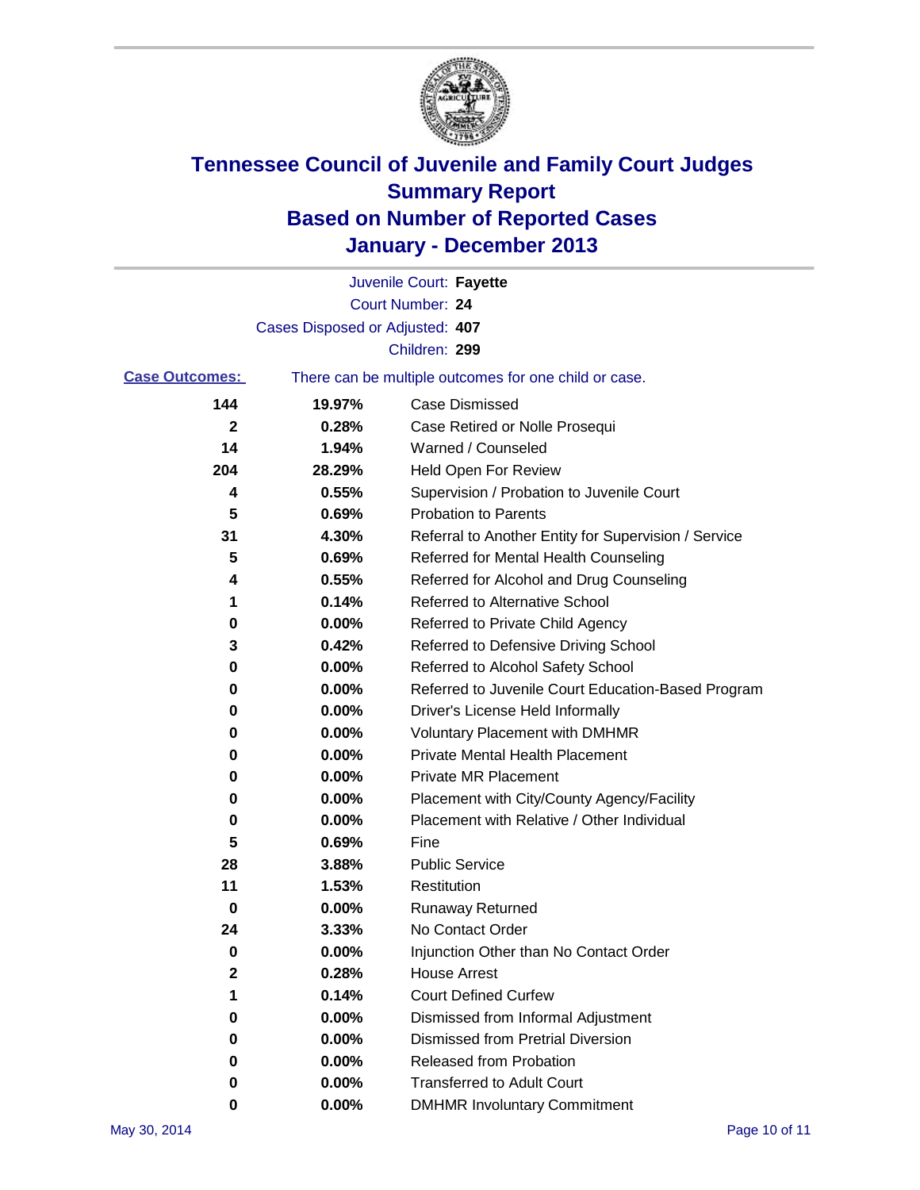# Tennessee Council of Juvenile and Family Court Judges
# Summary Report
# Based on Number of Reported Cases
# January - December 2013

Juvenile Court: **Fayette**

Court Number: **24**

Cases Disposed or Adjusted: **407**

Children: **299**

**Case Outcomes:** There can be multiple outcomes for one child or case.

| Count | Percent | Outcome |
|---|---|---|
| 144 | 19.97% | Case Dismissed |
| 2 | 0.28% | Case Retired or Nolle Prosequi |
| 14 | 1.94% | Warned / Counseled |
| 204 | 28.29% | Held Open For Review |
| 4 | 0.55% | Supervision / Probation to Juvenile Court |
| 5 | 0.69% | Probation to Parents |
| 31 | 4.30% | Referral to Another Entity for Supervision / Service |
| 5 | 0.69% | Referred for Mental Health Counseling |
| 4 | 0.55% | Referred for Alcohol and Drug Counseling |
| 1 | 0.14% | Referred to Alternative School |
| 0 | 0.00% | Referred to Private Child Agency |
| 3 | 0.42% | Referred to Defensive Driving School |
| 0 | 0.00% | Referred to Alcohol Safety School |
| 0 | 0.00% | Referred to Juvenile Court Education-Based Program |
| 0 | 0.00% | Driver's License Held Informally |
| 0 | 0.00% | Voluntary Placement with DMHMR |
| 0 | 0.00% | Private Mental Health Placement |
| 0 | 0.00% | Private MR Placement |
| 0 | 0.00% | Placement with City/County Agency/Facility |
| 0 | 0.00% | Placement with Relative / Other Individual |
| 5 | 0.69% | Fine |
| 28 | 3.88% | Public Service |
| 11 | 1.53% | Restitution |
| 0 | 0.00% | Runaway Returned |
| 24 | 3.33% | No Contact Order |
| 0 | 0.00% | Injunction Other than No Contact Order |
| 2 | 0.28% | House Arrest |
| 1 | 0.14% | Court Defined Curfew |
| 0 | 0.00% | Dismissed from Informal Adjustment |
| 0 | 0.00% | Dismissed from Pretrial Diversion |
| 0 | 0.00% | Released from Probation |
| 0 | 0.00% | Transferred to Adult Court |
| 0 | 0.00% | DMHMR Involuntary Commitment |

May 30, 2014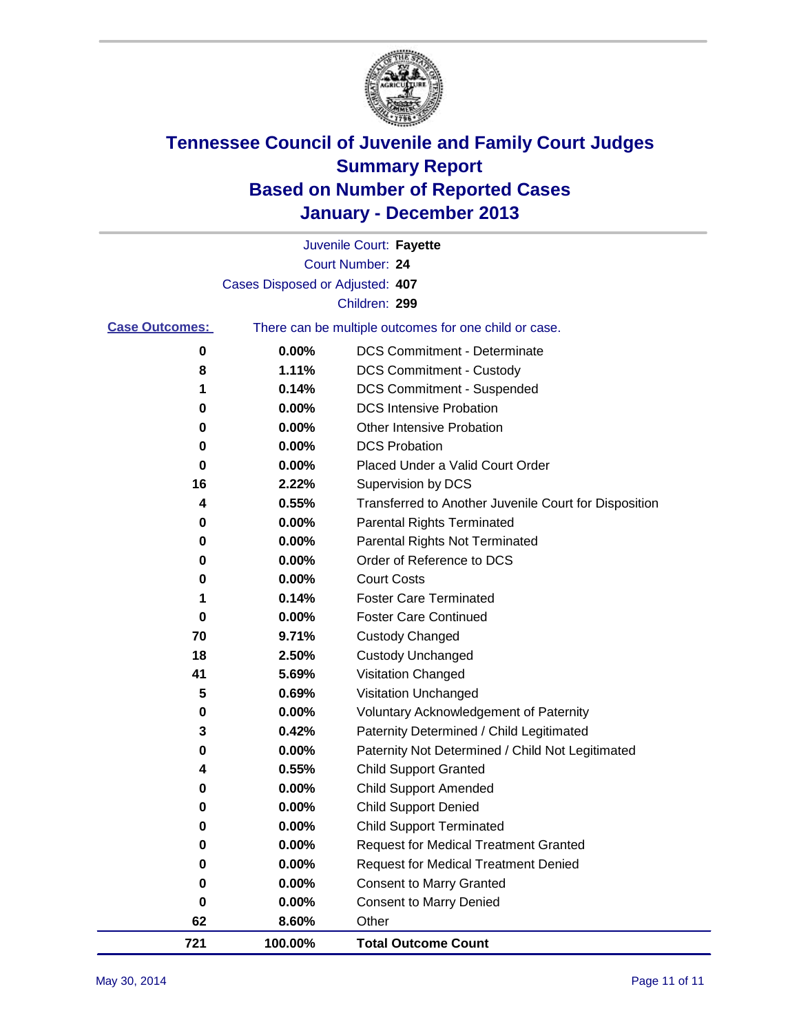# Tennessee Council of Juvenile and Family Court Judges
# Summary Report
# Based on Number of Reported Cases
# January - December 2013

Juvenile Court: **Fayette**

Court Number: **24**

Cases Disposed or Adjusted: **407**

Children: **299**

**Case Outcomes:** There can be multiple outcomes for one child or case.

| | | |
|---|---|---|
| 0 | 0.00% | DCS Commitment - Determinate |
| 8 | 1.11% | DCS Commitment - Custody |
| 1 | 0.14% | DCS Commitment - Suspended |
| 0 | 0.00% | DCS Intensive Probation |
| 0 | 0.00% | Other Intensive Probation |
| 0 | 0.00% | DCS Probation |
| 0 | 0.00% | Placed Under a Valid Court Order |
| 16 | 2.22% | Supervision by DCS |
| 4 | 0.55% | Transferred to Another Juvenile Court for Disposition |
| 0 | 0.00% | Parental Rights Terminated |
| 0 | 0.00% | Parental Rights Not Terminated |
| 0 | 0.00% | Order of Reference to DCS |
| 0 | 0.00% | Court Costs |
| 1 | 0.14% | Foster Care Terminated |
| 0 | 0.00% | Foster Care Continued |
| 70 | 9.71% | Custody Changed |
| 18 | 2.50% | Custody Unchanged |
| 41 | 5.69% | Visitation Changed |
| 5 | 0.69% | Visitation Unchanged |
| 0 | 0.00% | Voluntary Acknowledgement of Paternity |
| 3 | 0.42% | Paternity Determined / Child Legitimated |
| 0 | 0.00% | Paternity Not Determined / Child Not Legitimated |
| 4 | 0.55% | Child Support Granted |
| 0 | 0.00% | Child Support Amended |
| 0 | 0.00% | Child Support Denied |
| 0 | 0.00% | Child Support Terminated |
| 0 | 0.00% | Request for Medical Treatment Granted |
| 0 | 0.00% | Request for Medical Treatment Denied |
| 0 | 0.00% | Consent to Marry Granted |
| 0 | 0.00% | Consent to Marry Denied |
| 62 | 8.60% | Other |
| **721** | **100.00%** | **Total Outcome Count** |

May 30, 2014